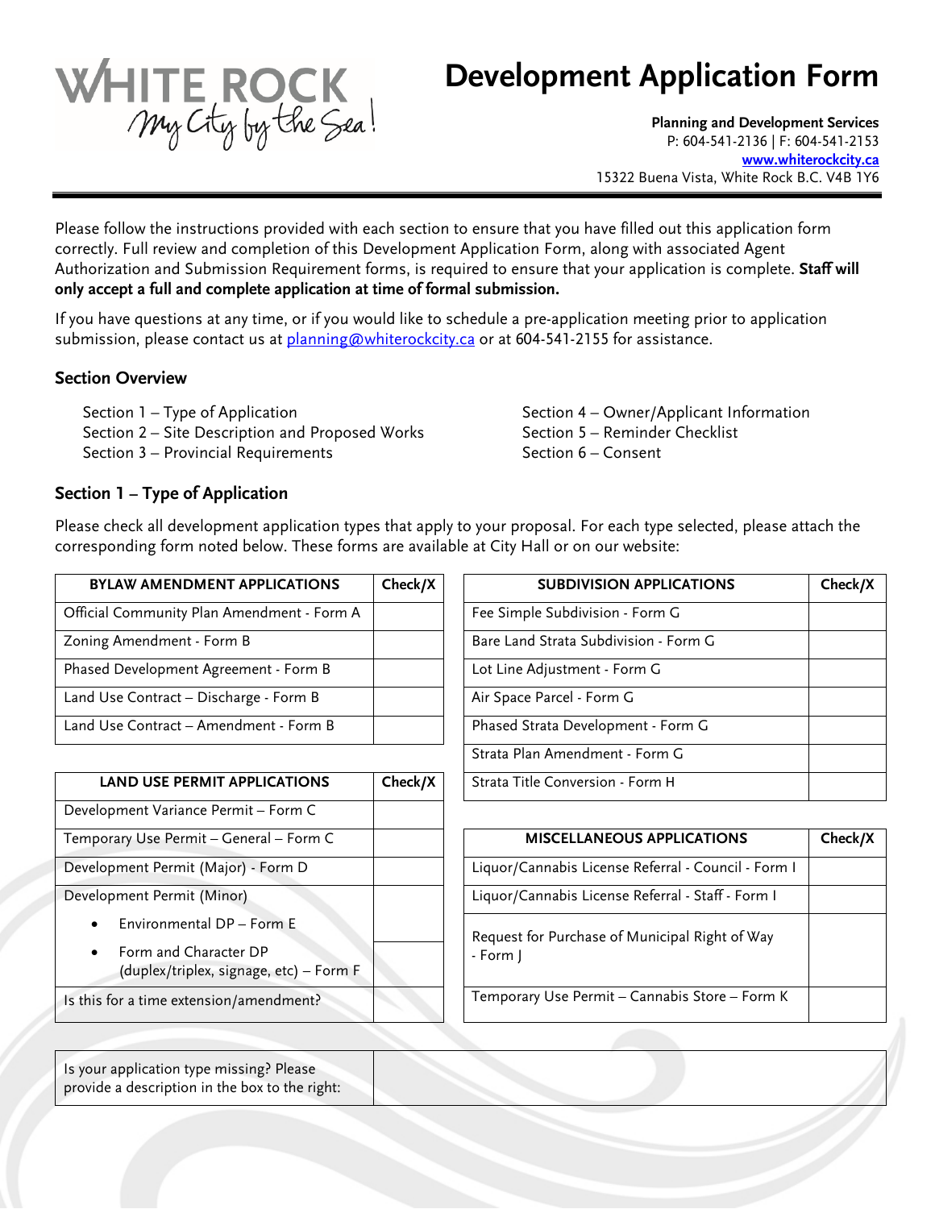WHITE ROCK
My City by the Sea!

# Development Application Form

**Planning and Development Services**
P: 604-541-2136 | F: 604-541-2153
www.whiterockcity.ca
15322 Buena Vista, White Rock B.C. V4B 1Y6

Please follow the instructions provided with each section to ensure that you have filled out this application form correctly. Full review and completion of this Development Application Form, along with associated Agent Authorization and Submission Requirement forms, is required to ensure that your application is complete. **Staff will only accept a full and complete application at time of formal submission.**

If you have questions at any time, or if you would like to schedule a pre-application meeting prior to application submission, please contact us at planning@whiterockcity.ca or at 604-541-2155 for assistance.

## Section Overview

- Section 1 – Type of Application
- Section 2 – Site Description and Proposed Works
- Section 3 – Provincial Requirements
- Section 4 – Owner/Applicant Information
- Section 5 – Reminder Checklist
- Section 6 – Consent

## Section 1 – Type of Application

Please check all development application types that apply to your proposal. For each type selected, please attach the corresponding form noted below. These forms are available at City Hall or on our website:

| BYLAW AMENDMENT APPLICATIONS | Check/X |
|---|---|
| Official Community Plan Amendment - Form A | |
| Zoning Amendment - Form B | |
| Phased Development Agreement - Form B | |
| Land Use Contract – Discharge - Form B | |
| Land Use Contract – Amendment - Form B | |

| LAND USE PERMIT APPLICATIONS | Check/X |
|---|---|
| Development Variance Permit – Form C | |
| Temporary Use Permit – General – Form C | |
| Development Permit (Major) - Form D | |
| Development Permit (Minor) | |
| • Environmental DP – Form E | |
| • Form and Character DP (duplex/triplex, signage, etc) – Form F | |
| Is this for a time extension/amendment? | |

| SUBDIVISION APPLICATIONS | Check/X |
|---|---|
| Fee Simple Subdivision - Form G | |
| Bare Land Strata Subdivision - Form G | |
| Lot Line Adjustment - Form G | |
| Air Space Parcel - Form G | |
| Phased Strata Development - Form G | |
| Strata Plan Amendment - Form G | |
| Strata Title Conversion - Form H | |

| MISCELLANEOUS APPLICATIONS | Check/X |
|---|---|
| Liquor/Cannabis License Referral - Council - Form I | |
| Liquor/Cannabis License Referral - Staff - Form I | |
| Request for Purchase of Municipal Right of Way - Form J | |
| Temporary Use Permit – Cannabis Store – Form K | |

| Is your application type missing? Please provide a description in the box to the right: | |
|---|---|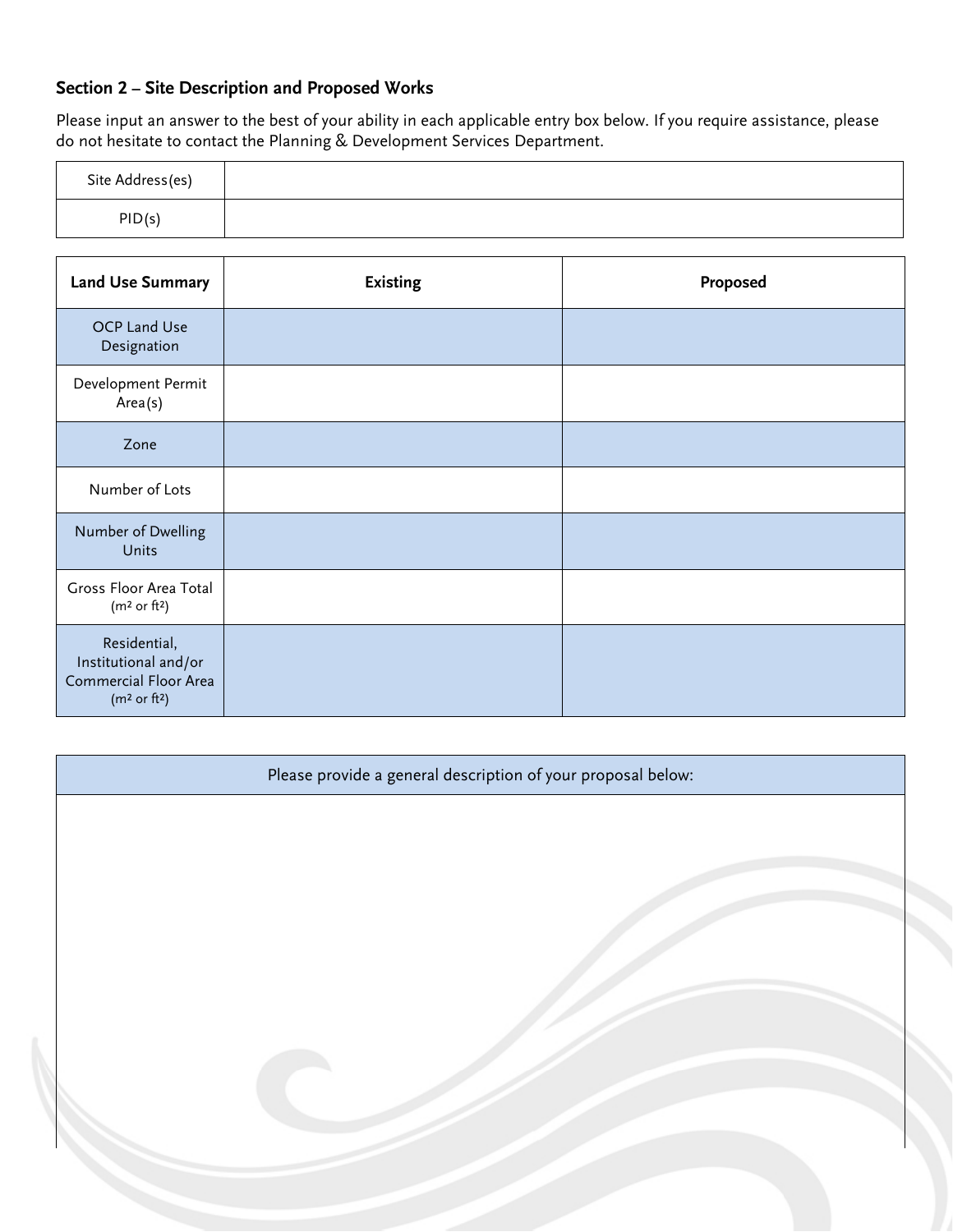## Section 2 – Site Description and Proposed Works

Please input an answer to the best of your ability in each applicable entry box below. If you require assistance, please do not hesitate to contact the Planning & Development Services Department.

| Site Address(es) | |
|---|---|
| PID(s) | |

| **Land Use Summary** | **Existing** | **Proposed** |
|---|---|---|
| OCP Land Use Designation | | |
| Development Permit Area(s) | | |
| Zone | | |
| Number of Lots | | |
| Number of Dwelling Units | | |
| Gross Floor Area Total ($m^2$ or $ft^2$) | | |
| Residential, Institutional and/or Commercial Floor Area ($m^2$ or $ft^2$) | | |

| Please provide a general description of your proposal below: |
|---|
| |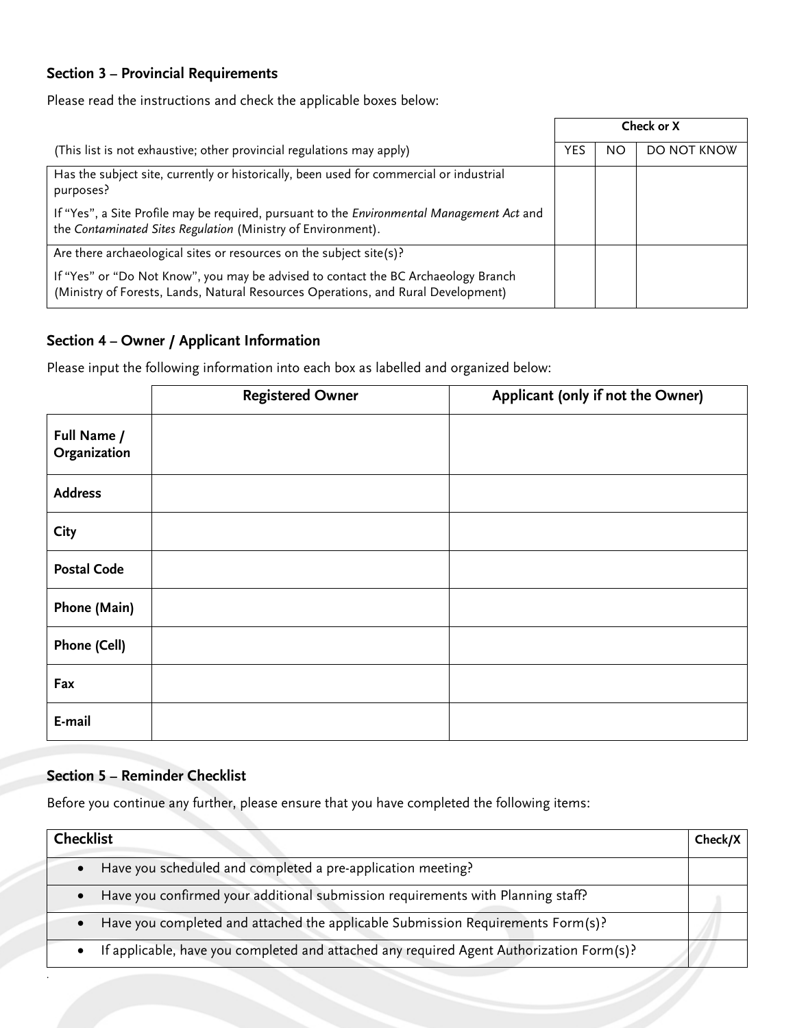### Section 3 – Provincial Requirements

Please read the instructions and check the applicable boxes below:

| | Check or X | | |
|---|---|---|---|
| (This list is not exhaustive; other provincial regulations may apply) | YES | NO | DO NOT KNOW |
| Has the subject site, currently or historically, been used for commercial or industrial purposes?<br><br>If "Yes", a Site Profile may be required, pursuant to the *Environmental Management Act* and the *Contaminated Sites Regulation* (Ministry of Environment). | | | |
| Are there archaeological sites or resources on the subject site(s)?<br><br>If "Yes" or "Do Not Know", you may be advised to contact the BC Archaeology Branch (Ministry of Forests, Lands, Natural Resources Operations, and Rural Development) | | | |

### Section 4 – Owner / Applicant Information

Please input the following information into each box as labelled and organized below:

| | Registered Owner | Applicant (only if not the Owner) |
|---|---|---|
| **Full Name / Organization** | | |
| **Address** | | |
| **City** | | |
| **Postal Code** | | |
| **Phone (Main)** | | |
| **Phone (Cell)** | | |
| **Fax** | | |
| **E-mail** | | |

### Section 5 – Reminder Checklist

Before you continue any further, please ensure that you have completed the following items:

| Checklist | Check/X |
|---|---|
| • Have you scheduled and completed a pre-application meeting? | |
| • Have you confirmed your additional submission requirements with Planning staff? | |
| • Have you completed and attached the applicable Submission Requirements Form(s)? | |
| • If applicable, have you completed and attached any required Agent Authorization Form(s)? | |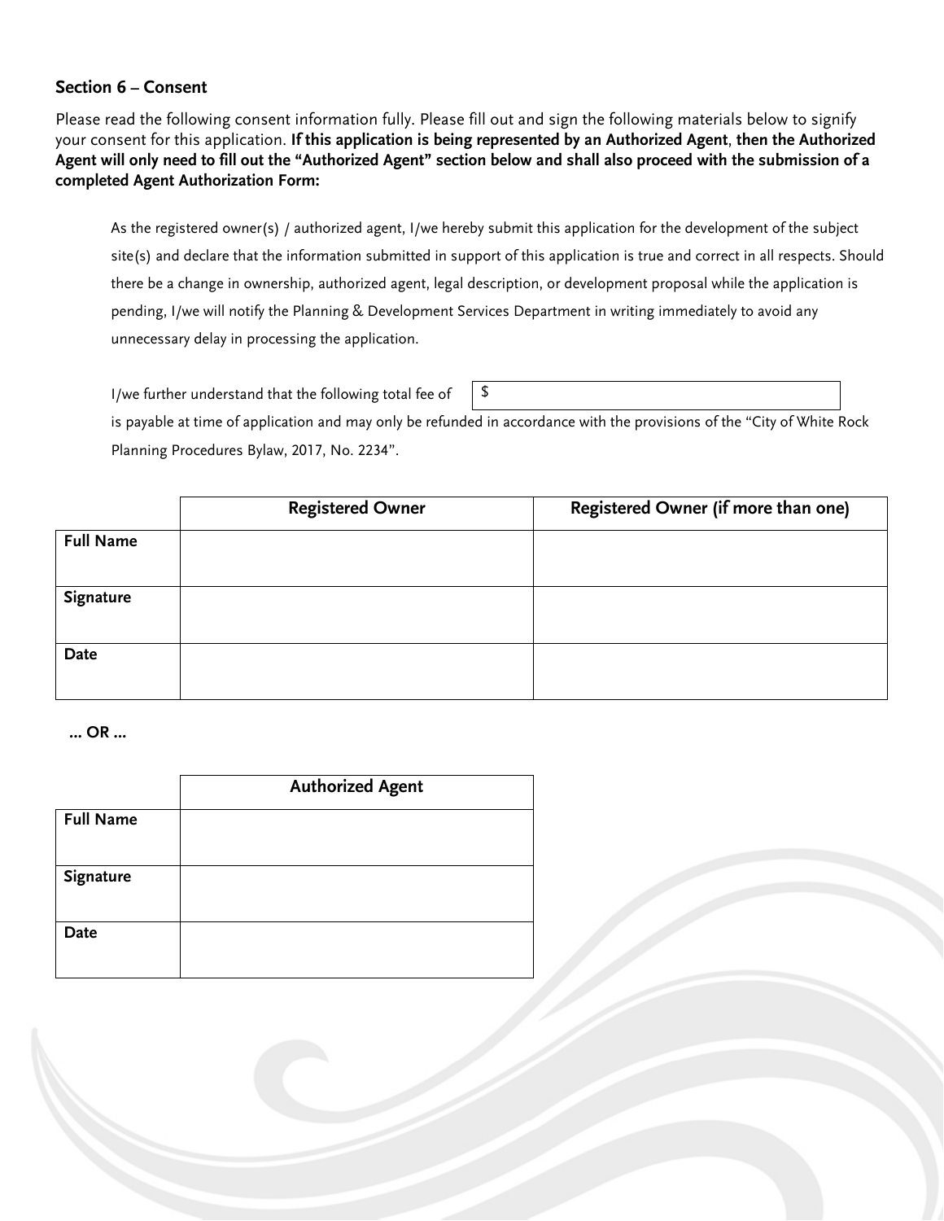### Section 6 – Consent

Please read the following consent information fully. Please fill out and sign the following materials below to signify your consent for this application. **If this application is being represented by an Authorized Agent, then the Authorized Agent will only need to fill out the "Authorized Agent" section below and shall also proceed with the submission of a completed Agent Authorization Form:**

As the registered owner(s) / authorized agent, I/we hereby submit this application for the development of the subject site(s) and declare that the information submitted in support of this application is true and correct in all respects. Should there be a change in ownership, authorized agent, legal description, or development proposal while the application is pending, I/we will notify the Planning & Development Services Department in writing immediately to avoid any unnecessary delay in processing the application.

I/we further understand that the following total fee of $ ______________________ is payable at time of application and may only be refunded in accordance with the provisions of the "City of White Rock Planning Procedures Bylaw, 2017, No. 2234".

| | **Registered Owner** | **Registered Owner (if more than one)** |
|---|---|---|
| **Full Name** | | |
| **Signature** | | |
| **Date** | | |

**... OR ...**

| | **Authorized Agent** |
|---|---|
| **Full Name** | |
| **Signature** | |
| **Date** | |